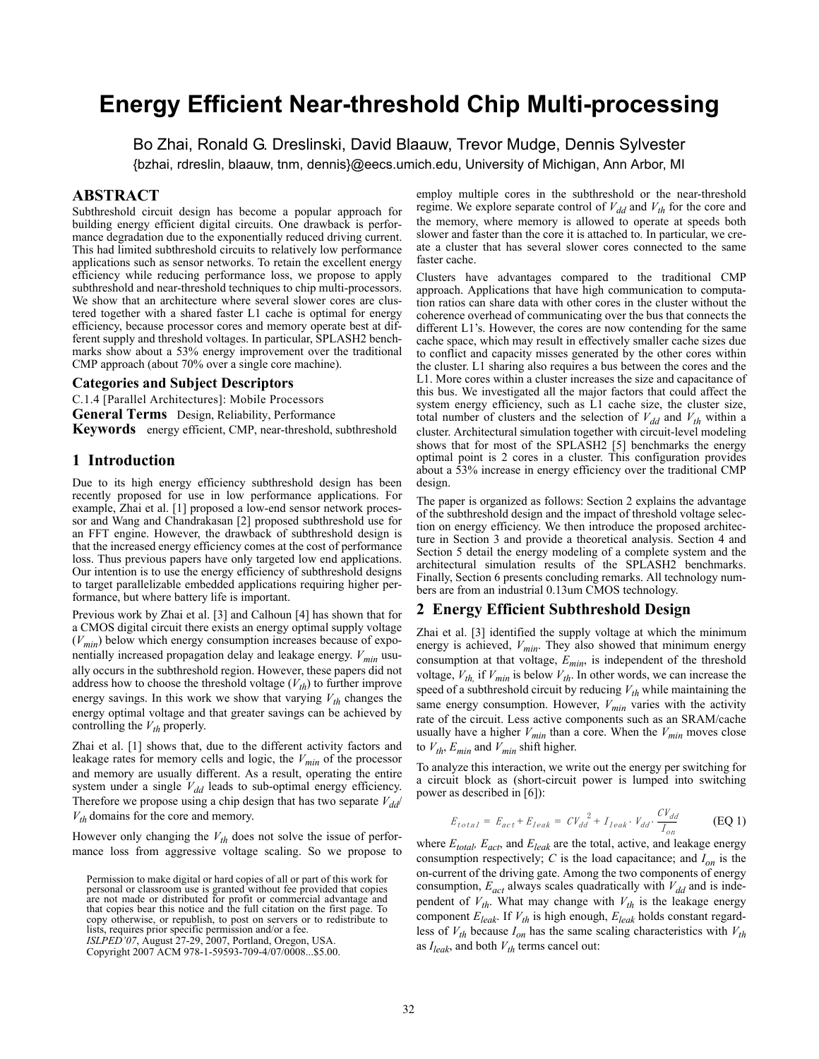# Energy Efficient Near-threshold Chip Multi-processing

Bo Zhai, Ronald G. Dreslinski, David Blaauw, Trevor Mudge, Dennis Sylvester

{bzhai, rdreslin, blaauw, tnm, dennis}@eecs.umich.edu, University of Michigan, Ann Arbor, MI

## ABSTRACT

Subthreshold circuit design has become a popular approach for building energy efficient digital circuits. One drawback is performance degradation due to the exponentially reduced driving current. This had limited subthreshold circuits to relatively low performance applications such as sensor networks. To retain the excellent energy efficiency while reducing performance loss, we propose to apply subthreshold and near-threshold techniques to chip multi-processors. We show that an architecture where several slower cores are clustered together with a shared faster L1 cache is optimal for energy efficiency, because processor cores and memory operate best at different supply and threshold voltages. In particular, SPLASH2 benchmarks show about a 53% energy improvement over the traditional CMP approach (about 70% over a single core machine).

### Categories and Subject Descriptors

C.1.4 [Parallel Architectures]: Mobile Processors

**General Terms** Design, Reliability, Performance

**Keywords** energy efficient, CMP, near-threshold, subthreshold

## 1 Introduction

Due to its high energy efficiency subthreshold design has been recently proposed for use in low performance applications. For example, Zhai et al. [1] proposed a low-end sensor network processor and Wang and Chandrakasan [2] proposed subthreshold use for an FFT engine. However, the drawback of subthreshold design is that the increased energy efficiency comes at the cost of performance loss. Thus previous papers have only targeted low end applications. Our intention is to use the energy efficiency of subthreshold designs to target parallelizable embedded applications requiring higher performance, but where battery life is important.

Previous work by Zhai et al. [3] and Calhoun [4] has shown that for a CMOS digital circuit there exists an energy optimal supply voltage ($V_{min}$) below which energy consumption increases because of exponentially increased propagation delay and leakage energy. $V_{min}$ usually occurs in the subthreshold region. However, these papers did not address how to choose the threshold voltage ($V_{th}$) to further improve energy savings. In this work we show that varying $V_{th}$ changes the energy optimal voltage and that greater savings can be achieved by controlling the $V_{th}$ properly.

Zhai et al. [1] shows that, due to the different activity factors and leakage rates for memory cells and logic, the $V_{min}$ of the processor and memory are usually different. As a result, operating the entire system under a single $V_{dd}$ leads to sub-optimal energy efficiency. Therefore we propose using a chip design that has two separate $V_{dd}$/$V_{th}$ domains for the core and memory.

However only changing the $V_{th}$ does not solve the issue of performance loss from aggressive voltage scaling. So we propose to employ multiple cores in the subthreshold or the near-threshold regime. We explore separate control of $V_{dd}$ and $V_{th}$ for the core and the memory, where memory is allowed to operate at speeds both slower and faster than the core it is attached to. In particular, we create a cluster that has several slower cores connected to the same faster cache.

Clusters have advantages compared to the traditional CMP approach. Applications that have high communication to computation ratios can share data with other cores in the cluster without the coherence overhead of communicating over the bus that connects the different L1's. However, the cores are now contending for the same cache space, which may result in effectively smaller cache sizes due to conflict and capacity misses generated by the other cores within the cluster. L1 sharing also requires a bus between the cores and the L1. More cores within a cluster increases the size and capacitance of this bus. We investigated all the major factors that could affect the system energy efficiency, such as L1 cache size, the cluster size, total number of clusters and the selection of $V_{dd}$ and $V_{th}$ within a cluster. Architectural simulation together with circuit-level modeling shows that for most of the SPLASH2 [5] benchmarks the energy optimal point is 2 cores in a cluster. This configuration provides about a 53% increase in energy efficiency over the traditional CMP design.

The paper is organized as follows: Section 2 explains the advantage of the subthreshold design and the impact of threshold voltage selection on energy efficiency. We then introduce the proposed architecture in Section 3 and provide a theoretical analysis. Section 4 and Section 5 detail the energy modeling of a complete system and the architectural simulation results of the SPLASH2 benchmarks. Finally, Section 6 presents concluding remarks. All technology numbers are from an industrial 0.13um CMOS technology.

## 2 Energy Efficient Subthreshold Design

Zhai et al. [3] identified the supply voltage at which the minimum energy is achieved, $V_{min}$. They also showed that minimum energy consumption at that voltage, $E_{min}$, is independent of the threshold voltage, $V_{th}$, if $V_{min}$ is below $V_{th}$. In other words, we can increase the speed of a subthreshold circuit by reducing $V_{th}$ while maintaining the same energy consumption. However, $V_{min}$ varies with the activity rate of the circuit. Less active components such as an SRAM/cache usually have a higher $V_{min}$ than a core. When the $V_{min}$ moves close to $V_{th}$, $E_{min}$ and $V_{min}$ shift higher.

To analyze this interaction, we write out the energy per switching for a circuit block as (short-circuit power is lumped into switching power as described in [6]):

$$E_{total} = E_{act} + E_{leak} = CV_{dd}^{\ 2} + I_{leak} \cdot V_{dd} \cdot \frac{CV_{dd}}{I_{on}} \qquad \text{(EQ 1)}$$

where $E_{total}$, $E_{act}$, and $E_{leak}$ are the total, active, and leakage energy consumption respectively; $C$ is the load capacitance; and $I_{on}$ is the on-current of the driving gate. Among the two components of energy consumption, $E_{act}$ always scales quadratically with $V_{dd}$ and is independent of $V_{th}$. What may change with $V_{th}$ is the leakage energy component $E_{leak}$. If $V_{th}$ is high enough, $E_{leak}$ holds constant regardless of $V_{th}$ because $I_{on}$ has the same scaling characteristics with $V_{th}$ as $I_{leak}$, and both $V_{th}$ terms cancel out:

Permission to make digital or hard copies of all or part of this work for personal or classroom use is granted without fee provided that copies are not made or distributed for profit or commercial advantage and that copies bear this notice and the full citation on the first page. To copy otherwise, or republish, to post on servers or to redistribute to lists, requires prior specific permission and/or a fee.
*ISLPED'07*, August 27-29, 2007, Portland, Oregon, USA.
Copyright 2007 ACM 978-1-59593-709-4/07/0008...$5.00.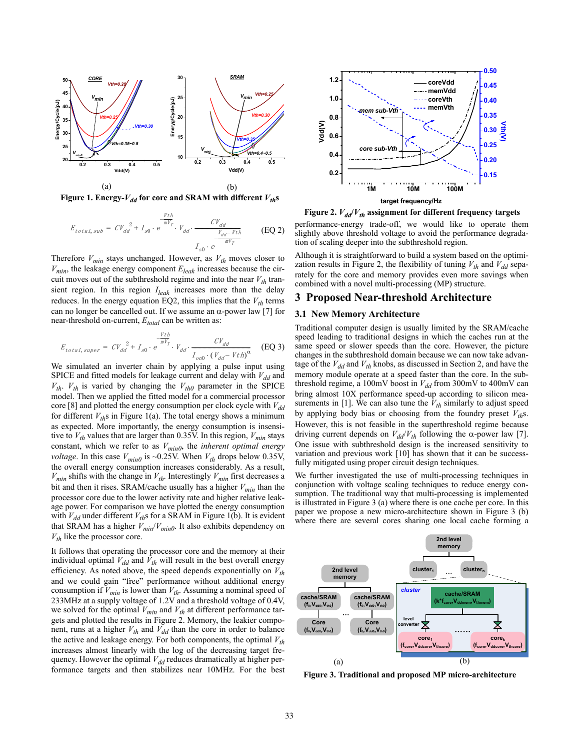Figure 1. Energy-$V_{dd}$ for core and SRAM with different $V_{th}$s

$$E_{total,\,sub} = CV_{dd}^{\;2} + I_{s0} \cdot e^{\frac{-Vth}{mV_T}} \cdot V_{dd} \cdot \frac{CV_{dd}}{I_{s0} \cdot e^{\frac{V_{dd}-Vth}{mV_T}}} \qquad \text{(EQ 2)}$$

Therefore $V_{min}$ stays unchanged. However, as $V_{th}$ moves closer to $V_{min}$, the leakage energy component $E_{leak}$ increases because the circuit moves out of the subthreshold regime and into the near $V_{th}$ transient region. In this region $I_{leak}$ increases more than the delay reduces. In the energy equation EQ2, this implies that the $V_{th}$ terms can no longer be cancelled out. If we assume an $\alpha$-power law [7] for near-threshold on-current, $E_{total}$ can be written as:

$$E_{total,\,super} = CV_{dd}^{\;2} + I_{s0} \cdot e^{\frac{-Vth}{mV_T}} \cdot V_{dd} \cdot \frac{CV_{dd}}{I_{on0} \cdot (V_{dd} - Vth)^{\alpha}} \qquad \text{(EQ 3)}$$

We simulated an inverter chain by applying a pulse input using SPICE and fitted models for leakage current and delay with $V_{dd}$ and $V_{th}$. $V_{th}$ is varied by changing the $V_{th0}$ parameter in the SPICE model. Then we applied the fitted model for a commercial processor core [8] and plotted the energy consumption per clock cycle with $V_{dd}$ for different $V_{th}$s in Figure 1(a). The total energy shows a minimum as expected. More importantly, the energy consumption is insensitive to $V_{th}$ values that are larger than 0.35V. In this region, $V_{min}$ stays constant, which we refer to as $V_{min0}$, the *inherent optimal energy voltage*. In this case $V_{min0}$ is ~0.25V. When $V_{th}$ drops below 0.35V, the overall energy consumption increases considerably. As a result, $V_{min}$ shifts with the change in $V_{th}$. Interestingly $V_{min}$ first decreases a bit and then it rises. SRAM/cache usually has a higher $V_{min}$ than the processor core due to the lower activity rate and higher relative leakage power. For comparison we have plotted the energy consumption with $V_{dd}$ under different $V_{th}$s for a SRAM in Figure 1(b). It is evident that SRAM has a higher $V_{min}/V_{min0}$. It also exhibits dependency on $V_{th}$ like the processor core.

It follows that operating the processor core and the memory at their individual optimal $V_{dd}$ and $V_{th}$ will result in the best overall energy efficiency. As noted above, the speed depends exponentially on $V_{th}$ and we could gain "free" performance without additional energy consumption if $V_{min}$ is lower than $V_{th}$. Assuming a nominal speed of 233MHz at a supply voltage of 1.2V and a threshold voltage of 0.4V, we solved for the optimal $V_{min}$ and $V_{th}$ at different performance targets and plotted the results in Figure 2. Memory, the leakier component, runs at a higher $V_{th}$ and $V_{dd}$ than the core in order to balance the active and leakage energy. For both components, the optimal $V_{th}$ increases almost linearly with the log of the decreasing target frequency. However the optimal $V_{dd}$ reduces dramatically at higher performance targets and then stabilizes near 10MHz. For the best

Figure 2. $V_{dd}/V_{th}$ assignment for different frequency targets

performance-energy trade-off, we would like to operate them slightly above threshold voltage to avoid the performance degradation of scaling deeper into the subthreshold region.

Although it is straightforward to build a system based on the optimization results in Figure 2, the flexibility of tuning $V_{th}$ and $V_{dd}$ separately for the core and memory provides even more savings when combined with a novel multi-processing (MP) structure.

## 3 Proposed Near-threshold Architecture

### 3.1 New Memory Architecture

Traditional computer design is usually limited by the SRAM/cache speed leading to traditional designs in which the caches run at the same speed or slower speeds than the core. However, the picture changes in the subthreshold domain because we can now take advantage of the $V_{dd}$ and $V_{th}$ knobs, as discussed in Section 2, and have the memory module operate at a speed faster than the core. In the subthreshold regime, a 100mV boost in $V_{dd}$ from 300mV to 400mV can bring almost 10X performance speed-up according to silicon measurements in [1]. We can also tune the $V_{th}$ similarly to adjust speed by applying body bias or choosing from the foundry preset $V_{th}$s. However, this is not feasible in the superthreshold regime because driving current depends on $V_{dd}/V_{th}$ following the $\alpha$-power law [7]. One issue with subthreshold design is the increased sensitivity to variation and previous work [10] has shown that it can be successfully mitigated using proper circuit design techniques.

We further investigated the use of multi-processing techniques in conjunction with voltage scaling techniques to reduce energy consumption. The traditional way that multi-processing is implemented is illustrated in Figure 3 (a) where there is one cache per core. In this paper we propose a new micro-architecture shown in Figure 3 (b) where there are several cores sharing one local cache forming a

Figure 3. Traditional and proposed MP micro-architecture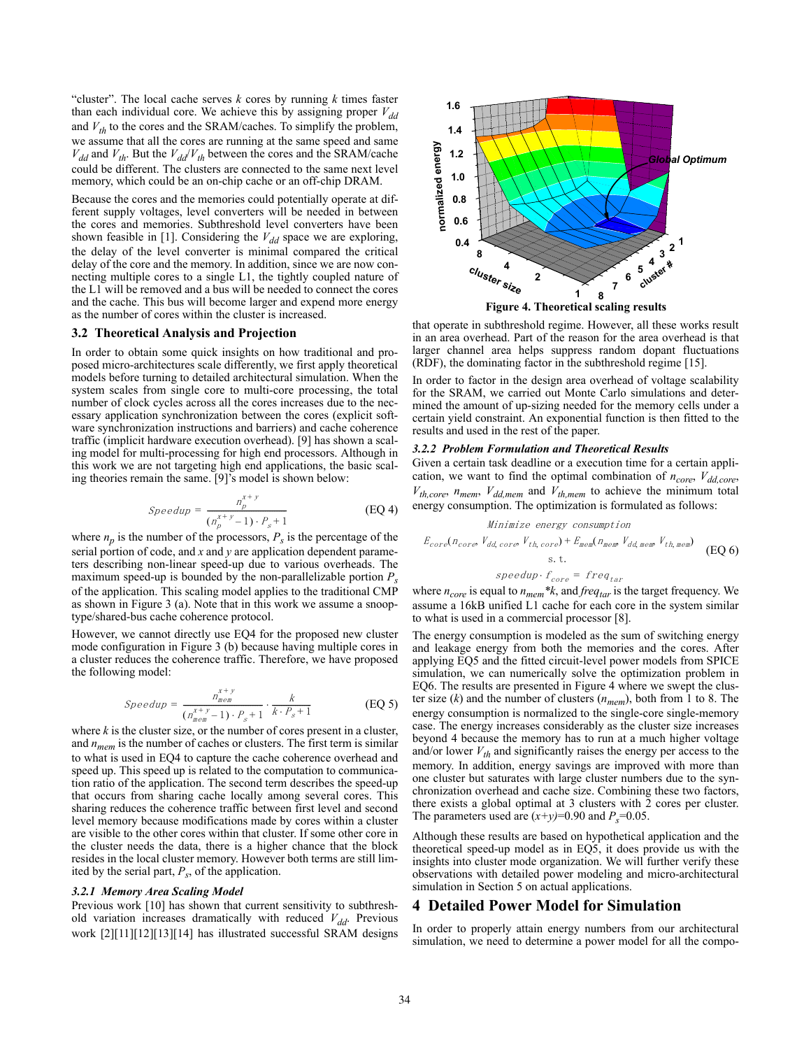"cluster". The local cache serves $k$ cores by running $k$ times faster than each individual core. We achieve this by assigning proper $V_{dd}$ and $V_{th}$ to the cores and the SRAM/caches. To simplify the problem, we assume that all the cores are running at the same speed and same $V_{dd}$ and $V_{th}$. But the $V_{dd}/V_{th}$ between the cores and the SRAM/cache could be different. The clusters are connected to the same next level memory, which could be an on-chip cache or an off-chip DRAM.

Because the cores and the memories could potentially operate at different supply voltages, level converters will be needed in between the cores and memories. Subthreshold level converters have been shown feasible in [1]. Considering the $V_{dd}$ space we are exploring, the delay of the level converter is minimal compared the critical delay of the core and the memory. In addition, since we are now connecting multiple cores to a single L1, the tightly coupled nature of the L1 will be removed and a bus will be needed to connect the cores and the cache. This bus will become larger and expend more energy as the number of cores within the cluster is increased.

### 3.2 Theoretical Analysis and Projection

In order to obtain some quick insights on how traditional and proposed micro-architectures scale differently, we first apply theoretical models before turning to detailed architectural simulation. When the system scales from single core to multi-core processing, the total number of clock cycles across all the cores increases due to the necessary application synchronization between the cores (explicit software synchronization instructions and barriers) and cache coherence traffic (implicit hardware execution overhead). [9] has shown a scaling model for multi-processing for high end processors. Although in this work we are not targeting high end applications, the basic scaling theories remain the same. [9]'s model is shown below:

$$Speedup = \frac{n_p^{x+y}}{(n_p^{x+y}-1)\cdot P_s+1} \qquad \text{(EQ 4)}$$

where $n_p$ is the number of the processors, $P_s$ is the percentage of the serial portion of code, and $x$ and $y$ are application dependent parameters describing non-linear speed-up due to various overheads. The maximum speed-up is bounded by the non-parallelizable portion $P_s$ of the application. This scaling model applies to the traditional CMP as shown in Figure 3 (a). Note that in this work we assume a snoop-type/shared-bus cache coherence protocol.

However, we cannot directly use EQ4 for the proposed new cluster mode configuration in Figure 3 (b) because having multiple cores in a cluster reduces the coherence traffic. Therefore, we have proposed the following model:

$$Speedup = \frac{n_{mem}^{x+y}}{(n_{mem}^{x+y}-1)\cdot P_s+1}\cdot\frac{k}{k\cdot P_s+1} \qquad \text{(EQ 5)}$$

where $k$ is the cluster size, or the number of cores present in a cluster, and $n_{mem}$ is the number of caches or clusters. The first term is similar to what is used in EQ4 to capture the cache coherence overhead and speed up. This speed up is related to the computation to communication ratio of the application. The second term describes the speed-up that occurs from sharing cache locally among several cores. This sharing reduces the coherence traffic between first level and second level memory because modifications made by cores within a cluster are visible to the other cores within that cluster. If some other core in the cluster needs the data, there is a higher chance that the block resides in the local cluster memory. However both terms are still limited by the serial part, $P_s$, of the application.

#### *3.2.1 Memory Area Scaling Model*

Previous work [10] has shown that current sensitivity to subthreshold variation increases dramatically with reduced $V_{dd}$. Previous work [2][11][12][13][14] has illustrated successful SRAM designs that operate in subthreshold regime. However, all these works result in an area overhead. Part of the reason for the area overhead is that larger channel area helps suppress random dopant fluctuations (RDF), the dominating factor in the subthreshold regime [15].

In order to factor in the design area overhead of voltage scalability for the SRAM, we carried out Monte Carlo simulations and determined the amount of up-sizing needed for the memory cells under a certain yield constraint. An exponential function is then fitted to the results and used in the rest of the paper.

**Figure 4. Theoretical scaling results**

#### *3.2.2 Problem Formulation and Theoretical Results*

Given a certain task deadline or a execution time for a certain application, we want to find the optimal combination of $n_{core}$, $V_{dd,core}$, $V_{th,core}$, $n_{mem}$, $V_{dd,mem}$ and $V_{th,mem}$ to achieve the minimum total energy consumption. The optimization is formulated as follows:

$$\begin{gathered}\textit{Minimize energy consumption}\\ E_{core}(n_{core}, V_{dd,core}, V_{th,core}) + E_{mem}(n_{mem}, V_{dd,mem}, V_{th,mem})\\ \text{s. t.}\\ speedup\cdot f_{core} = freq_{tar}\end{gathered} \qquad \text{(EQ 6)}$$

where $n_{core}$ is equal to $n_{mem}*k$, and $freq_{tar}$ is the target frequency. We assume a 16kB unified L1 cache for each core in the system similar to what is used in a commercial processor [8].

The energy consumption is modeled as the sum of switching energy and leakage energy from both the memories and the cores. After applying EQ5 and the fitted circuit-level power models from SPICE simulation, we can numerically solve the optimization problem in EQ6. The results are presented in Figure 4 where we swept the cluster size ($k$) and the number of clusters ($n_{mem}$), both from 1 to 8. The energy consumption is normalized to the single-core single-memory case. The energy increases considerably as the cluster size increases beyond 4 because the memory has to run at a much higher voltage and/or lower $V_{th}$ and significantly raises the energy per access to the memory. In addition, energy savings are improved with more than one cluster but saturates with large cluster numbers due to the synchronization overhead and cache size. Combining these two factors, there exists a global optimal at 3 clusters with 2 cores per cluster. The parameters used are $(x+y)$=0.90 and $P_s$=0.05.

Although these results are based on hypothetical application and the theoretical speed-up model as in EQ5, it does provide us with the insights into cluster mode organization. We will further verify these observations with detailed power modeling and micro-architectural simulation in Section 5 on actual applications.

## 4 Detailed Power Model for Simulation

In order to properly attain energy numbers from our architectural simulation, we need to determine a power model for all the compo-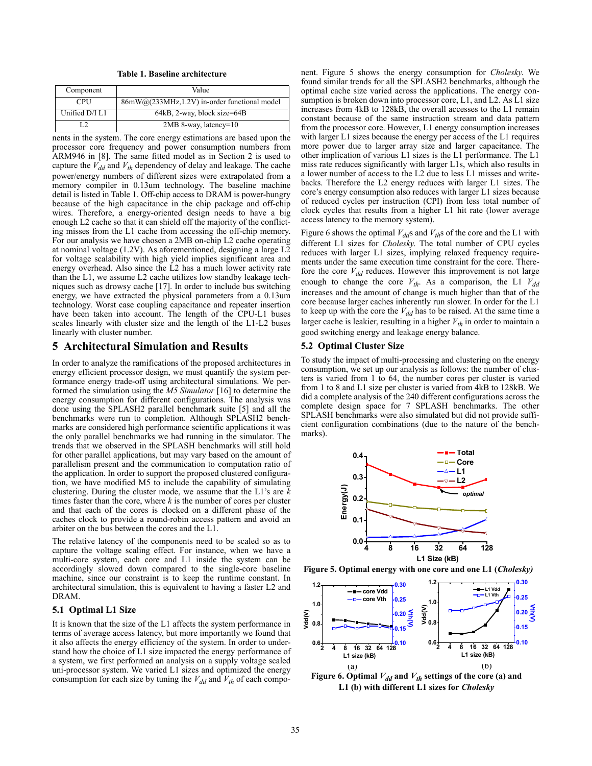**Table 1. Baseline architecture**

| Component | Value |
|---|---|
| CPU | 86mW@(233MHz,1.2V) in-order functional model |
| Unified D/I L1 | 64kB, 2-way, block size=64B |
| L2 | 2MB 8-way, latency=10 |

nents in the system. The core energy estimations are based upon the processor core frequency and power consumption numbers from ARM946 in [8]. The same fitted model as in Section 2 is used to capture the $V_{dd}$ and $V_{th}$ dependency of delay and leakage. The cache power/energy numbers of different sizes were extrapolated from a memory compiler in 0.13um technology. The baseline machine detail is listed in Table 1. Off-chip access to DRAM is power-hungry because of the high capacitance in the chip package and off-chip wires. Therefore, a energy-oriented design needs to have a big enough L2 cache so that it can shield off the majority of the conflicting misses from the L1 cache from accessing the off-chip memory. For our analysis we have chosen a 2MB on-chip L2 cache operating at nominal voltage (1.2V). As aforementioned, designing a large L2 for voltage scalability with high yield implies significant area and energy overhead. Also since the L2 has a much lower activity rate than the L1, we assume L2 cache utilizes low standby leakage techniques such as drowsy cache [17]. In order to include bus switching energy, we have extracted the physical parameters from a 0.13um technology. Worst case coupling capacitance and repeater insertion have been taken into account. The length of the CPU-L1 buses scales linearly with cluster size and the length of the L1-L2 buses linearly with cluster number.

## 5 Architectural Simulation and Results

In order to analyze the ramifications of the proposed architectures in energy efficient processor design, we must quantify the system performance energy trade-off using architectural simulations. We performed the simulation using the *M5 Simulator* [16] to determine the energy consumption for different configurations. The analysis was done using the SPLASH2 parallel benchmark suite [5] and all the benchmarks were run to completion. Although SPLASH2 benchmarks are considered high performance scientific applications it was the only parallel benchmarks we had running in the simulator. The trends that we observed in the SPLASH benchmarks will still hold for other parallel applications, but may vary based on the amount of parallelism present and the communication to computation ratio of the application. In order to support the proposed clustered configuration, we have modified M5 to include the capability of simulating clustering. During the cluster mode, we assume that the L1's are $k$ times faster than the core, where $k$ is the number of cores per cluster and that each of the cores is clocked on a different phase of the caches clock to provide a round-robin access pattern and avoid an arbiter on the bus between the cores and the L1.

The relative latency of the components need to be scaled so as to capture the voltage scaling effect. For instance, when we have a multi-core system, each core and L1 inside the system can be accordingly slowed down compared to the single-core baseline machine, since our constraint is to keep the runtime constant. In architectural simulation, this is equivalent to having a faster L2 and DRAM.

### 5.1 Optimal L1 Size

It is known that the size of the L1 affects the system performance in terms of average access latency, but more importantly we found that it also affects the energy efficiency of the system. In order to understand how the choice of L1 size impacted the energy performance of a system, we first performed an analysis on a supply voltage scaled uni-processor system. We varied L1 sizes and optimized the energy consumption for each size by tuning the $V_{dd}$ and $V_{th}$ of each component. Figure 5 shows the energy consumption for *Cholesky*. We found similar trends for all the SPLASH2 benchmarks, although the optimal cache size varied across the applications. The energy consumption is broken down into processor core, L1, and L2. As L1 size increases from 4kB to 128kB, the overall accesses to the L1 remain constant because of the same instruction stream and data pattern from the processor core. However, L1 energy consumption increases with larger L1 sizes because the energy per access of the L1 requires more power due to larger array size and larger capacitance. The other implication of various L1 sizes is the L1 performance. The L1 miss rate reduces significantly with larger L1s, which also results in a lower number of access to the L2 due to less L1 misses and writebacks. Therefore the L2 energy reduces with larger L1 sizes. The core's energy consumption also reduces with larger L1 sizes because of reduced cycles per instruction (CPI) from less total number of clock cycles that results from a higher L1 hit rate (lower average access latency to the memory system).

Figure 6 shows the optimal $V_{dd}$s and $V_{th}$s of the core and the L1 with different L1 sizes for *Cholesky*. The total number of CPU cycles reduces with larger L1 sizes, implying relaxed frequency requirements under the same execution time constraint for the core. Therefore the core $V_{dd}$ reduces. However this improvement is not large enough to change the core $V_{th}$. As a comparison, the L1 $V_{dd}$ increases and the amount of change is much higher than that of the core because larger caches inherently run slower. In order for the L1 to keep up with the core the $V_{dd}$ has to be raised. At the same time a larger cache is leakier, resulting in a higher $V_{th}$ in order to maintain a good switching energy and leakage energy balance.

### 5.2 Optimal Cluster Size

To study the impact of multi-processing and clustering on the energy consumption, we set up our analysis as follows: the number of clusters is varied from 1 to 64, the number cores per cluster is varied from 1 to 8 and L1 size per cluster is varied from 4kB to 128kB. We did a complete analysis of the 240 different configurations across the complete design space for 7 SPLASH benchmarks. The other SPLASH benchmarks were also simulated but did not provide sufficient configuration combinations (due to the nature of the benchmarks).

**Figure 5. Optimal energy with one core and one L1 (*Cholesky*)**

**Figure 6. Optimal $V_{dd}$ and $V_{th}$ settings of the core (a) and L1 (b) with different L1 sizes for *Cholesky***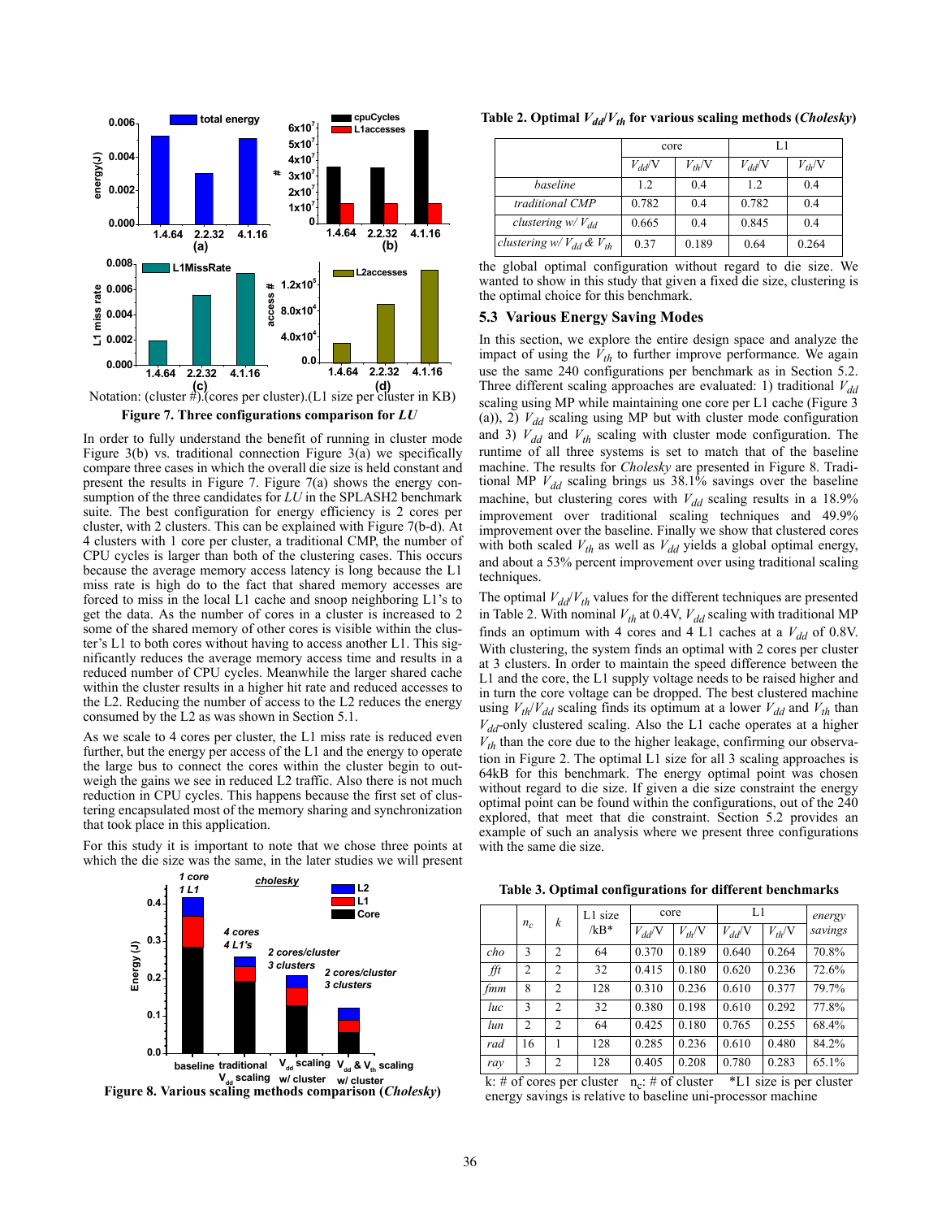Notation: (cluster #).(cores per cluster).(L1 size per cluster in KB)

**Figure 7. Three configurations comparison for *LU***

In order to fully understand the benefit of running in cluster mode Figure 3(b) vs. traditional connection Figure 3(a) we specifically compare three cases in which the overall die size is held constant and present the results in Figure 7. Figure 7(a) shows the energy consumption of the three candidates for *LU* in the SPLASH2 benchmark suite. The best configuration for energy efficiency is 2 cores per cluster, with 2 clusters. This can be explained with Figure 7(b-d). At 4 clusters with 1 core per cluster, a traditional CMP, the number of CPU cycles is larger than both of the clustering cases. This occurs because the average memory access latency is long because the L1 miss rate is high do to the fact that shared memory accesses are forced to miss in the local L1 cache and snoop neighboring L1's to get the data. As the number of cores in a cluster is increased to 2 some of the shared memory of other cores is visible within the cluster's L1 to both cores without having to access another L1. This significantly reduces the average memory access time and results in a reduced number of CPU cycles. Meanwhile the larger shared cache within the cluster results in a higher hit rate and reduced accesses to the L2. Reducing the number of access to the L2 reduces the energy consumed by the L2 as was shown in Section 5.1.

As we scale to 4 cores per cluster, the L1 miss rate is reduced even further, but the energy per access of the L1 and the energy to operate the large bus to connect the cores within the cluster begin to outweigh the gains we see in reduced L2 traffic. Also there is not much reduction in CPU cycles. This happens because the first set of clustering encapsulated most of the memory sharing and synchronization that took place in this application.

For this study it is important to note that we chose three points at which the die size was the same, in the later studies we will present the global optimal configuration without regard to die size. We wanted to show in this study that given a fixed die size, clustering is the optimal choice for this benchmark.

**Figure 8. Various scaling methods comparison (*Cholesky*)**

**Table 2. Optimal $V_{dd}/V_{th}$ for various scaling methods (*Cholesky*)**

| | core | | L1 | |
|---|---|---|---|---|
| | $V_{dd}$/V | $V_{th}$/V | $V_{dd}$/V | $V_{th}$/V |
| *baseline* | 1.2 | 0.4 | 1.2 | 0.4 |
| *traditional CMP* | 0.782 | 0.4 | 0.782 | 0.4 |
| *clustering w/ $V_{dd}$* | 0.665 | 0.4 | 0.845 | 0.4 |
| *clustering w/ $V_{dd}$ & $V_{th}$* | 0.37 | 0.189 | 0.64 | 0.264 |

## 5.3 Various Energy Saving Modes

In this section, we explore the entire design space and analyze the impact of using the $V_{th}$ to further improve performance. We again use the same 240 configurations per benchmark as in Section 5.2. Three different scaling approaches are evaluated: 1) traditional $V_{dd}$ scaling using MP while maintaining one core per L1 cache (Figure 3 (a)), 2) $V_{dd}$ scaling using MP but with cluster mode configuration and 3) $V_{dd}$ and $V_{th}$ scaling with cluster mode configuration. The runtime of all three systems is set to match that of the baseline machine. The results for *Cholesky* are presented in Figure 8. Traditional MP $V_{dd}$ scaling brings us 38.1% savings over the baseline machine, but clustering cores with $V_{dd}$ scaling results in a 18.9% improvement over traditional scaling techniques and 49.9% improvement over the baseline. Finally we show that clustered cores with both scaled $V_{th}$ as well as $V_{dd}$ yields a global optimal energy, and about a 53% percent improvement over using traditional scaling techniques.

The optimal $V_{dd}/V_{th}$ values for the different techniques are presented in Table 2. With nominal $V_{th}$ at 0.4V, $V_{dd}$ scaling with traditional MP finds an optimum with 4 cores and 4 L1 caches at a $V_{dd}$ of 0.8V. With clustering, the system finds an optimal with 2 cores per cluster at 3 clusters. In order to maintain the speed difference between the L1 and the core, the L1 supply voltage needs to be raised higher and in turn the core voltage can be dropped. The best clustered machine using $V_{th}/V_{dd}$ scaling finds its optimum at a lower $V_{dd}$ and $V_{th}$ than $V_{dd}$-only clustered scaling. Also the L1 cache operates at a higher $V_{th}$ than the core due to the higher leakage, confirming our observation in Figure 2. The optimal L1 size for all 3 scaling approaches is 64kB for this benchmark. The energy optimal point was chosen without regard to die size. If given a die size constraint the energy optimal point can be found within the configurations, out of the 240 explored, that meet that die constraint. Section 5.2 provides an example of such an analysis where we present three configurations with the same die size.

**Table 3. Optimal configurations for different benchmarks**

| | $n_c$ | $k$ | L1 size /kB* | core | | L1 | | *energy savings* |
|---|---|---|---|---|---|---|---|---|
| | | | | $V_{dd}$/V | $V_{th}$/V | $V_{dd}$/V | $V_{th}$/V | |
| *cho* | 3 | 2 | 64 | 0.370 | 0.189 | 0.640 | 0.264 | 70.8% |
| *fft* | 2 | 2 | 32 | 0.415 | 0.180 | 0.620 | 0.236 | 72.6% |
| *fmm* | 8 | 2 | 128 | 0.310 | 0.236 | 0.610 | 0.377 | 79.7% |
| *luc* | 3 | 2 | 32 | 0.380 | 0.198 | 0.610 | 0.292 | 77.8% |
| *lun* | 2 | 2 | 64 | 0.425 | 0.180 | 0.765 | 0.255 | 68.4% |
| *rad* | 16 | 1 | 128 | 0.285 | 0.236 | 0.610 | 0.480 | 84.2% |
| *ray* | 3 | 2 | 128 | 0.405 | 0.208 | 0.780 | 0.283 | 65.1% |

k: # of cores per cluster $n_c$: # of cluster *L1 size is per cluster
energy savings is relative to baseline uni-processor machine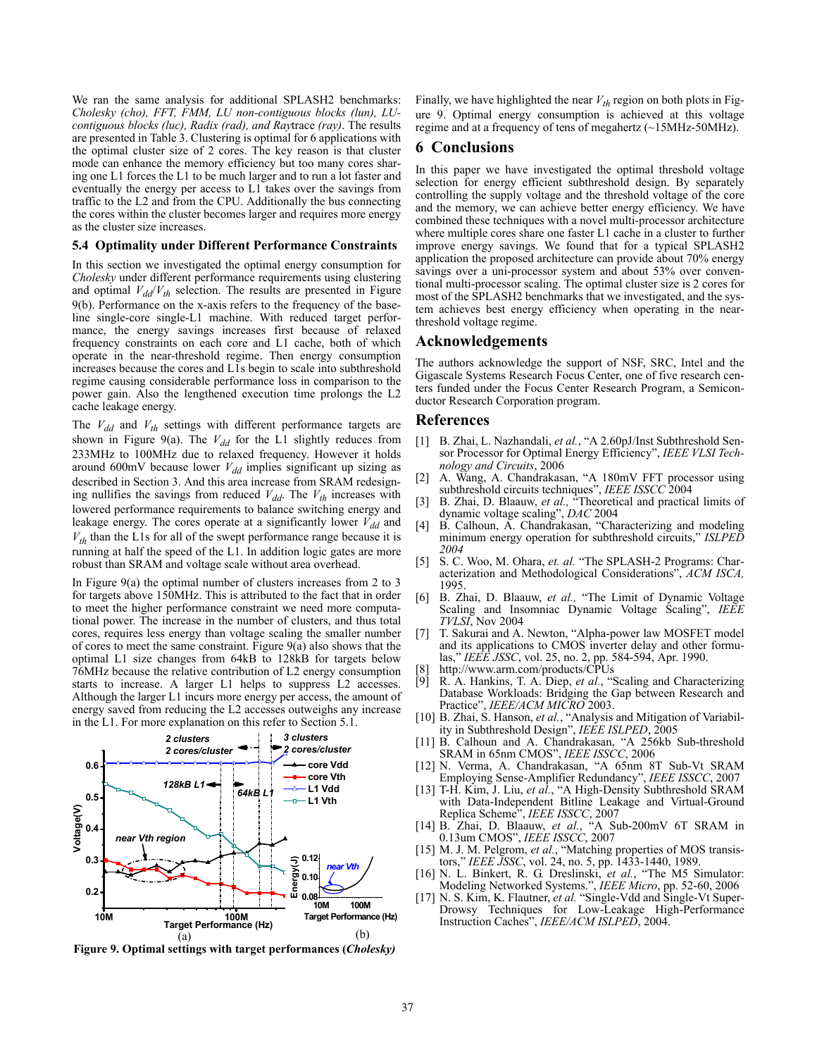We ran the same analysis for additional SPLASH2 benchmarks: *Cholesky (cho), FFT, FMM, LU non-contiguous blocks (lun), LU-contiguous blocks (luc), Radix (rad), and Ray*trace *(ray)*. The results are presented in Table 3. Clustering is optimal for 6 applications with the optimal cluster size of 2 cores. The key reason is that cluster mode can enhance the memory efficiency but too many cores sharing one L1 forces the L1 to be much larger and to run a lot faster and eventually the energy per access to L1 takes over the savings from traffic to the L2 and from the CPU. Additionally the bus connecting the cores within the cluster becomes larger and requires more energy as the cluster size increases.

### 5.4 Optimality under Different Performance Constraints

In this section we investigated the optimal energy consumption for *Cholesky* under different performance requirements using clustering and optimal $V_{dd}/V_{th}$ selection. The results are presented in Figure 9(b). Performance on the x-axis refers to the frequency of the baseline single-core single-L1 machine. With reduced target performance, the energy savings increases first because of relaxed frequency constraints on each core and L1 cache, both of which operate in the near-threshold regime. Then energy consumption increases because the cores and L1s begin to scale into subthreshold regime causing considerable performance loss in comparison to the power gain. Also the lengthened execution time prolongs the L2 cache leakage energy.

The $V_{dd}$ and $V_{th}$ settings with different performance targets are shown in Figure 9(a). The $V_{dd}$ for the L1 slightly reduces from 233MHz to 100MHz due to relaxed frequency. However it holds around 600mV because lower $V_{dd}$ implies significant up sizing as described in Section 3. And this area increase from SRAM redesigning nullifies the savings from reduced $V_{dd}$. The $V_{th}$ increases with lowered performance requirements to balance switching energy and leakage energy. The cores operate at a significantly lower $V_{dd}$ and $V_{th}$ than the L1s for all of the swept performance range because it is running at half the speed of the L1. In addition logic gates are more robust than SRAM and voltage scale without area overhead.

In Figure 9(a) the optimal number of clusters increases from 2 to 3 for targets above 150MHz. This is attributed to the fact that in order to meet the higher performance constraint we need more computational power. The increase in the number of clusters, and thus total cores, requires less energy than voltage scaling the smaller number of cores to meet the same constraint. Figure 9(a) also shows that the optimal L1 size changes from 64kB to 128kB for targets below 76MHz because the relative contribution of L2 energy consumption starts to increase. A larger L1 helps to suppress L2 accesses. Although the larger L1 incurs more energy per access, the amount of energy saved from reducing the L2 accesses outweighs any increase in the L1. For more explanation on this refer to Section 5.1.

2 clusters
2 cores/cluster
3 clusters
2 cores/cluster
128kB L1
64kB L1
core Vdd
core Vth
L1 Vdd
L1 Vth
near Vth region
Voltage(V)
0.6
0.5
0.4
0.3
0.2
10M
100M
Target Performance (Hz)
(a)
Energy(J)
0.12
0.10
0.08
near Vth
10M
100M
Target Performance (Hz)
(b)

**Figure 9. Optimal settings with target performances (*Cholesky*)**

Finally, we have highlighted the near $V_{th}$ region on both plots in Figure 9. Optimal energy consumption is achieved at this voltage regime and at a frequency of tens of megahertz (~15MHz-50MHz).

## 6 Conclusions

In this paper we have investigated the optimal threshold voltage selection for energy efficient subthreshold design. By separately controlling the supply voltage and the threshold voltage of the core and the memory, we can achieve better energy efficiency. We have combined these techniques with a novel multi-processor architecture where multiple cores share one faster L1 cache in a cluster to further improve energy savings. We found that for a typical SPLASH2 application the proposed architecture can provide about 70% energy savings over a uni-processor system and about 53% over conventional multi-processor scaling. The optimal cluster size is 2 cores for most of the SPLASH2 benchmarks that we investigated, and the system achieves best energy efficiency when operating in the near-threshold voltage regime.

## Acknowledgements

The authors acknowledge the support of NSF, SRC, Intel and the Gigascale Systems Research Focus Center, one of five research centers funded under the Focus Center Research Program, a Semiconductor Research Corporation program.

## References

[1] B. Zhai, L. Nazhandali, *et al.*, "A 2.60pJ/Inst Subthreshold Sensor Processor for Optimal Energy Efficiency", *IEEE VLSI Technology and Circuits*, 2006

[2] A. Wang, A. Chandrakasan, "A 180mV FFT processor using subthreshold circuits techniques", *IEEE ISSCC* 2004

[3] B. Zhai, D. Blaauw, *et al.,* "Theoretical and practical limits of dynamic voltage scaling", *DAC* 2004

[4] B. Calhoun, A. Chandrakasan, "Characterizing and modeling minimum energy operation for subthreshold circuits," *ISLPED 2004*

[5] S. C. Woo, M. Ohara, *et. al.* "The SPLASH-2 Programs: Characterization and Methodological Considerations", *ACM ISCA,* 1995.

[6] B. Zhai, D. Blaauw, *et al.*, "The Limit of Dynamic Voltage Scaling and Insomniac Dynamic Voltage Scaling", *IEEE TVLSI*, Nov 2004

[7] T. Sakurai and A. Newton, "Alpha-power law MOSFET model and its applications to CMOS inverter delay and other formulas," *IEEE JSSC*, vol. 25, no. 2, pp. 584-594, Apr. 1990.

[8] http://www.arm.com/products/CPUs

[9] R. A. Hankins, T. A. Diep, *et al.*, "Scaling and Characterizing Database Workloads: Bridging the Gap between Research and Practice", *IEEE/ACM MICRO* 2003.

[10] B. Zhai, S. Hanson, *et al.*, "Analysis and Mitigation of Variability in Subthreshold Design", *IEEE ISLPED*, 2005

[11] B. Calhoun and A. Chandrakasan, "A 256kb Sub-threshold SRAM in 65nm CMOS", *IEEE ISSCC*, 2006

[12] N. Verma, A. Chandrakasan, "A 65nm 8T Sub-Vt SRAM Employing Sense-Amplifier Redundancy", *IEEE ISSCC*, 2007

[13] T-H. Kim, J. Liu, *et al.*, "A High-Density Subthreshold SRAM with Data-Independent Bitline Leakage and Virtual-Ground Replica Scheme", *IEEE ISSCC*, 2007

[14] B. Zhai, D. Blaauw, *et al.*, "A Sub-200mV 6T SRAM in 0.13um CMOS", *IEEE ISSCC*, 2007

[15] M. J. M. Pelgrom, *et al.*, "Matching properties of MOS transistors," *IEEE JSSC*, vol. 24, no. 5, pp. 1433-1440, 1989.

[16] N. L. Binkert, R. G. Dreslinski, *et al.*, "The M5 Simulator: Modeling Networked Systems.", *IEEE Micro*, pp. 52-60, 2006

[17] N. S. Kim, K. Flautner, *et al.* "Single-Vdd and Single-Vt Super-Drowsy Techniques for Low-Leakage High-Performance Instruction Caches", *IEEE/ACM ISLPED*, 2004.